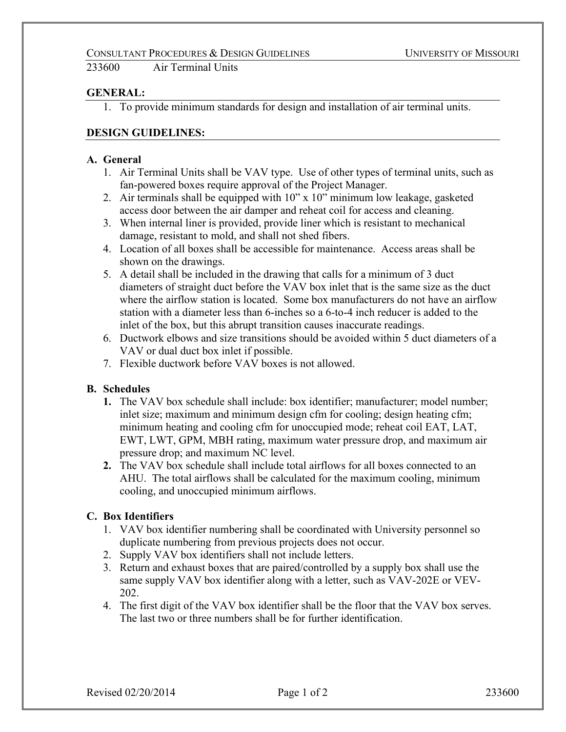233600 Air Terminal Units

## GENERAL:

1. To provide minimum standards for design and installation of air terminal units.

## DESIGN GUIDELINES:

### A. General

1. Air Terminal Units shall be VAV type. Use of other types of terminal units, such as fan-powered boxes require approval of the Project Manager.
2. Air terminals shall be equipped with 10" x 10" minimum low leakage, gasketed access door between the air damper and reheat coil for access and cleaning.
3. When internal liner is provided, provide liner which is resistant to mechanical damage, resistant to mold, and shall not shed fibers.
4. Location of all boxes shall be accessible for maintenance. Access areas shall be shown on the drawings.
5. A detail shall be included in the drawing that calls for a minimum of 3 duct diameters of straight duct before the VAV box inlet that is the same size as the duct where the airflow station is located. Some box manufacturers do not have an airflow station with a diameter less than 6-inches so a 6-to-4 inch reducer is added to the inlet of the box, but this abrupt transition causes inaccurate readings.
6. Ductwork elbows and size transitions should be avoided within 5 duct diameters of a VAV or dual duct box inlet if possible.
7. Flexible ductwork before VAV boxes is not allowed.

### B. Schedules

1. The VAV box schedule shall include: box identifier; manufacturer; model number; inlet size; maximum and minimum design cfm for cooling; design heating cfm; minimum heating and cooling cfm for unoccupied mode; reheat coil EAT, LAT, EWT, LWT, GPM, MBH rating, maximum water pressure drop, and maximum air pressure drop; and maximum NC level.
2. The VAV box schedule shall include total airflows for all boxes connected to an AHU. The total airflows shall be calculated for the maximum cooling, minimum cooling, and unoccupied minimum airflows.

### C. Box Identifiers

1. VAV box identifier numbering shall be coordinated with University personnel so duplicate numbering from previous projects does not occur.
2. Supply VAV box identifiers shall not include letters.
3. Return and exhaust boxes that are paired/controlled by a supply box shall use the same supply VAV box identifier along with a letter, such as VAV-202E or VEV-202.
4. The first digit of the VAV box identifier shall be the floor that the VAV box serves. The last two or three numbers shall be for further identification.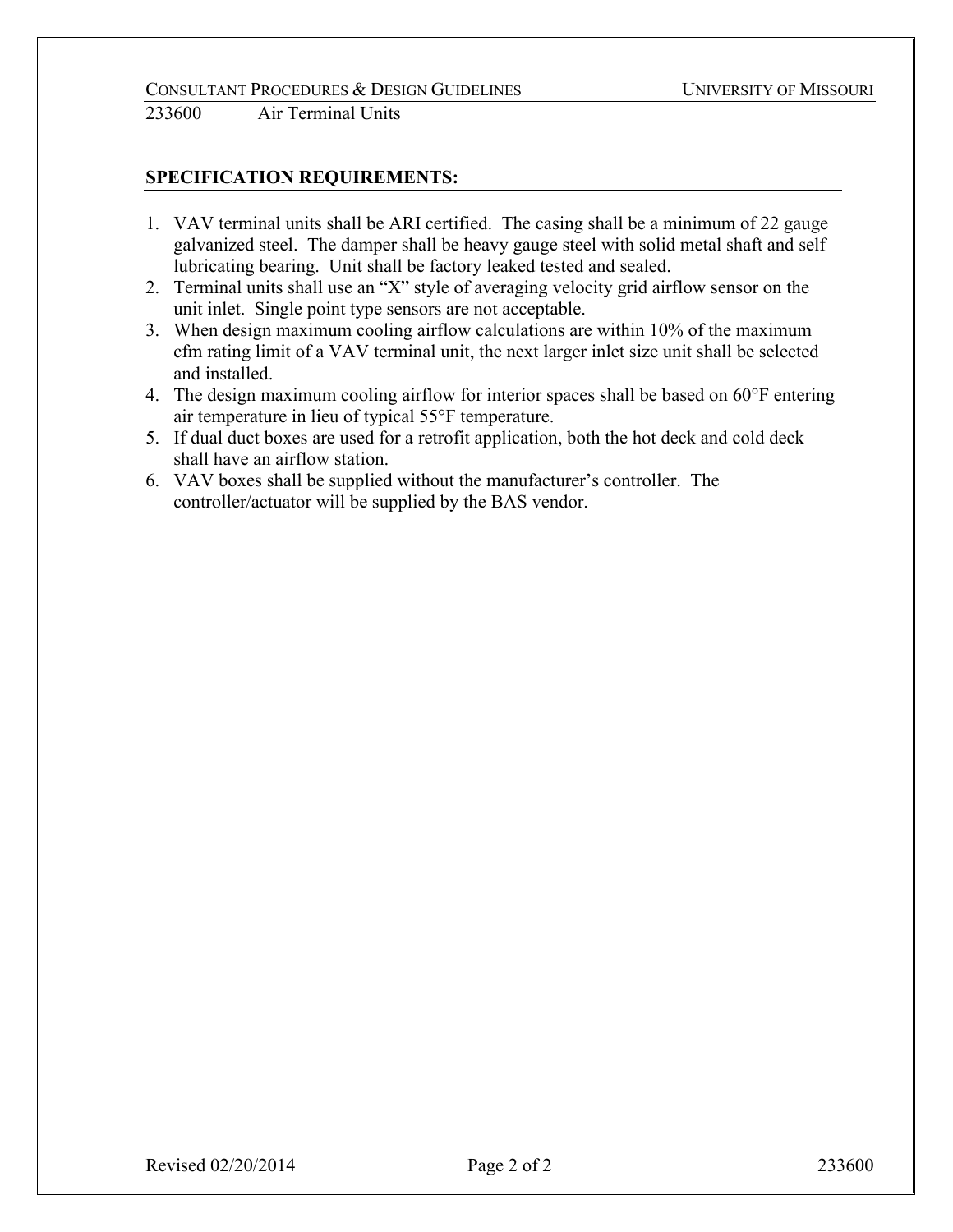## SPECIFICATION REQUIREMENTS:

1. VAV terminal units shall be ARI certified. The casing shall be a minimum of 22 gauge galvanized steel. The damper shall be heavy gauge steel with solid metal shaft and self lubricating bearing. Unit shall be factory leaked tested and sealed.
2. Terminal units shall use an “X” style of averaging velocity grid airflow sensor on the unit inlet. Single point type sensors are not acceptable.
3. When design maximum cooling airflow calculations are within 10% of the maximum cfm rating limit of a VAV terminal unit, the next larger inlet size unit shall be selected and installed.
4. The design maximum cooling airflow for interior spaces shall be based on 60°F entering air temperature in lieu of typical 55°F temperature.
5. If dual duct boxes are used for a retrofit application, both the hot deck and cold deck shall have an airflow station.
6. VAV boxes shall be supplied without the manufacturer’s controller. The controller/actuator will be supplied by the BAS vendor.